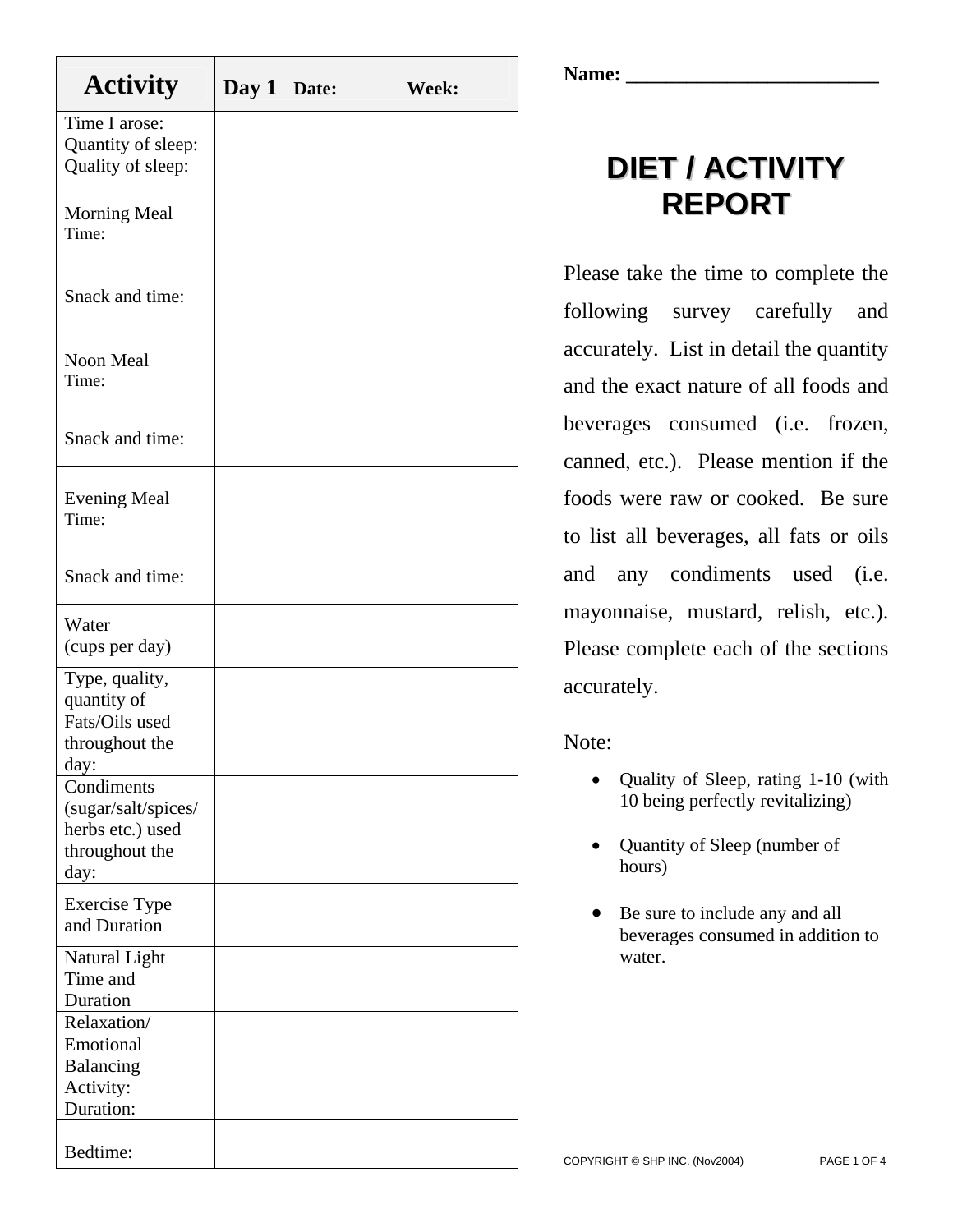Name: ________________________

# DIET / ACTIVITY REPORT

Please take the time to complete the following survey carefully and accurately. List in detail the quantity and the exact nature of all foods and beverages consumed (i.e. frozen, canned, etc.). Please mention if the foods were raw or cooked. Be sure to list all beverages, all fats or oils and any condiments used (i.e. mayonnaise, mustard, relish, etc.). Please complete each of the sections accurately.

Note:

- Quality of Sleep, rating 1-10 (with 10 being perfectly revitalizing)
- Quantity of Sleep (number of hours)
- Be sure to include any and all beverages consumed in addition to water.

| Activity | Day 1 Date: Week: |
|---|---|
| Time I arose:<br>Quantity of sleep:<br>Quality of sleep: | |
| Morning Meal<br>Time: | |
| Snack and time: | |
| Noon Meal<br>Time: | |
| Snack and time: | |
| Evening Meal<br>Time: | |
| Snack and time: | |
| Water<br>(cups per day) | |
| Type, quality, quantity of Fats/Oils used throughout the day: | |
| Condiments (sugar/salt/spices/herbs etc.) used throughout the day: | |
| Exercise Type and Duration | |
| Natural Light Time and Duration | |
| Relaxation/ Emotional Balancing Activity:<br>Duration: | |
| Bedtime: | |

COPYRIGHT © SHP INC. (Nov2004)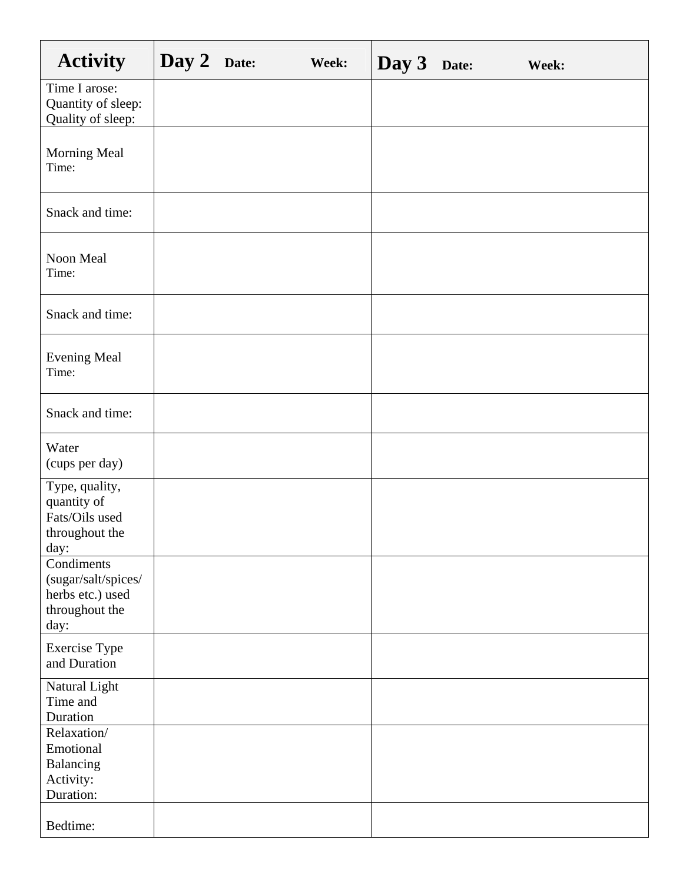| Activity | Day 2 Date: Week: | Day 3 Date: Week: |
|---|---|---|
| Time I arose:<br>Quantity of sleep:<br>Quality of sleep: | | |
| Morning Meal<br>Time: | | |
| Snack and time: | | |
| Noon Meal<br>Time: | | |
| Snack and time: | | |
| Evening Meal<br>Time: | | |
| Snack and time: | | |
| Water<br>(cups per day) | | |
| Type, quality, quantity of Fats/Oils used throughout the day: | | |
| Condiments (sugar/salt/spices/herbs etc.) used throughout the day: | | |
| Exercise Type and Duration | | |
| Natural Light Time and Duration | | |
| Relaxation/ Emotional Balancing Activity:<br>Duration: | | |
| Bedtime: | | |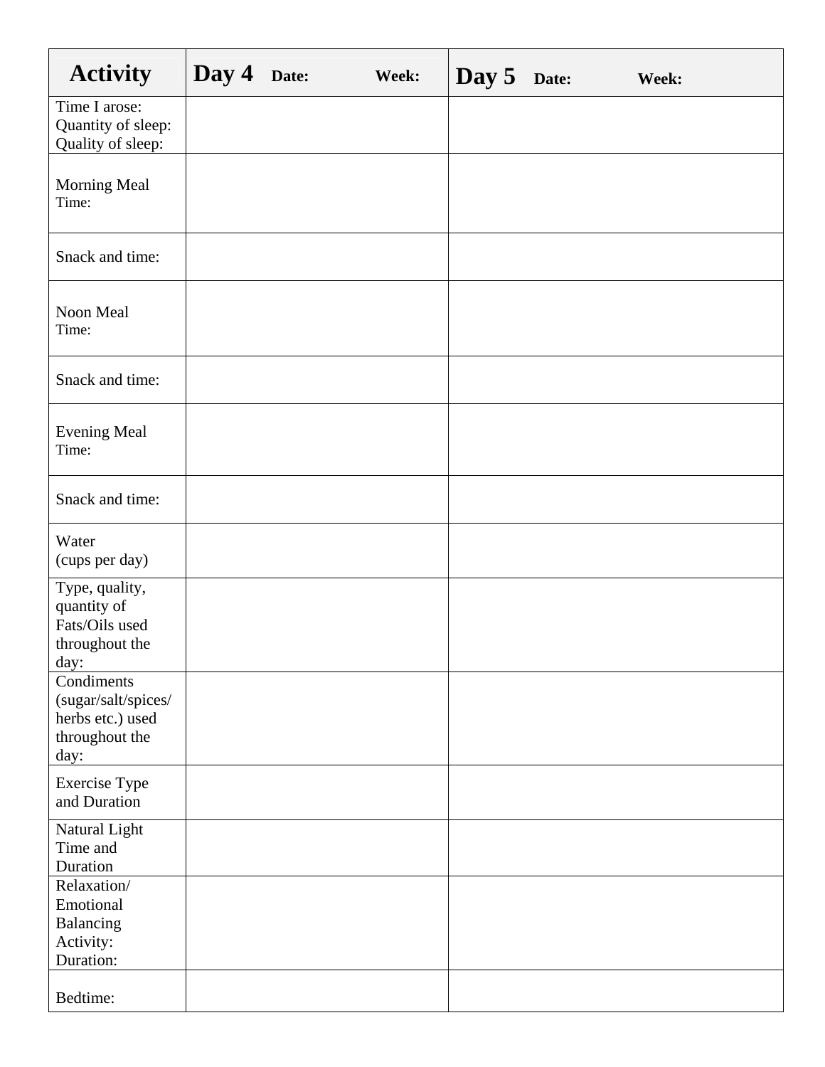| Activity | Day 4 Date: Week: | Day 5 Date: Week: |
|---|---|---|
| Time I arose:<br>Quantity of sleep:<br>Quality of sleep: | | |
| Morning Meal<br>Time: | | |
| Snack and time: | | |
| Noon Meal<br>Time: | | |
| Snack and time: | | |
| Evening Meal<br>Time: | | |
| Snack and time: | | |
| Water<br>(cups per day) | | |
| Type, quality, quantity of Fats/Oils used throughout the day: | | |
| Condiments (sugar/salt/spices/herbs etc.) used throughout the day: | | |
| Exercise Type and Duration | | |
| Natural Light Time and Duration | | |
| Relaxation/ Emotional Balancing Activity:<br>Duration: | | |
| Bedtime: | | |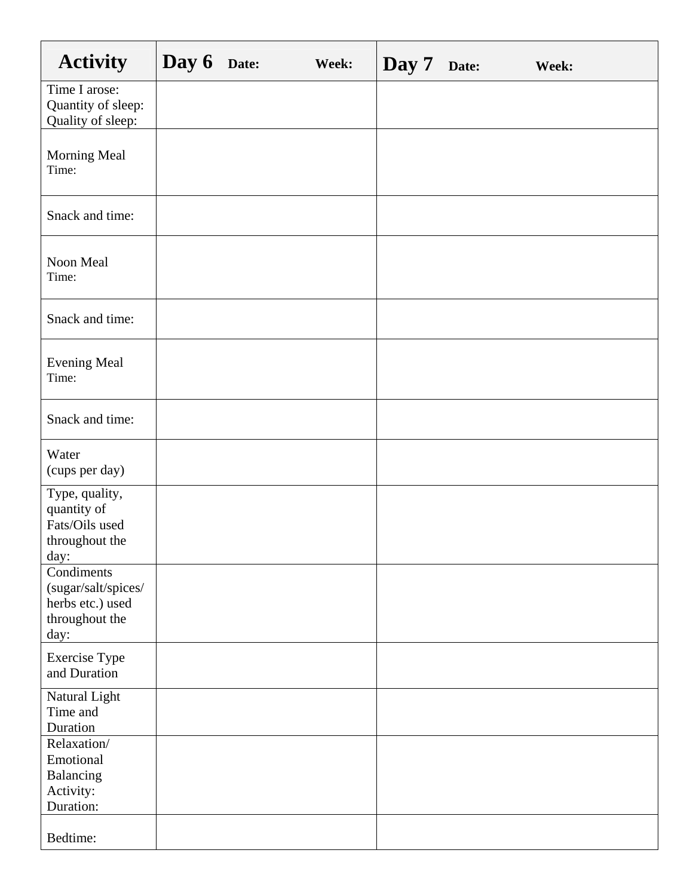| Activity | Day 6 Date: Week: | Day 7 Date: Week: |
|---|---|---|
| Time I arose:<br>Quantity of sleep:<br>Quality of sleep: | | |
| Morning Meal<br>Time: | | |
| Snack and time: | | |
| Noon Meal<br>Time: | | |
| Snack and time: | | |
| Evening Meal<br>Time: | | |
| Snack and time: | | |
| Water<br>(cups per day) | | |
| Type, quality, quantity of Fats/Oils used throughout the day: | | |
| Condiments (sugar/salt/spices/ herbs etc.) used throughout the day: | | |
| Exercise Type and Duration | | |
| Natural Light Time and Duration | | |
| Relaxation/ Emotional Balancing Activity:<br>Duration: | | |
| Bedtime: | | |